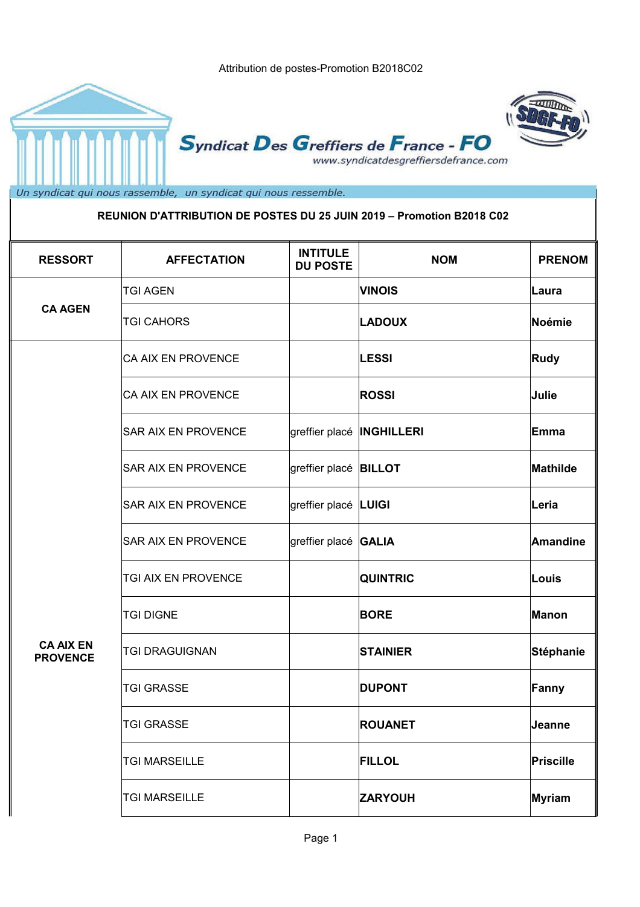Attribution de postes-Promotion B2018C02

Syndicat Des Greffiers de France - FO

www.syndicatdesgreffiersdefrance.com

*Un syndicat qui nous rassemble, un syndicat qui nous ressemble.*

**REUNION D'ATTRIBUTION DE POSTES DU 25 JUIN 2019 – Promotion B2018 C02**

| RESSORT | AFFECTATION | INTITULE DU POSTE | NOM | PRENOM |
|---|---|---|---|---|
| **CA AGEN** | TGI AGEN | | **VINOIS** | **Laura** |
| | TGI CAHORS | | **LADOUX** | **Noémie** |
| **CA AIX EN PROVENCE** | CA AIX EN PROVENCE | | **LESSI** | **Rudy** |
| | CA AIX EN PROVENCE | | **ROSSI** | **Julie** |
| | SAR AIX EN PROVENCE | greffier placé | **INGHILLERI** | **Emma** |
| | SAR AIX EN PROVENCE | greffier placé | **BILLOT** | **Mathilde** |
| | SAR AIX EN PROVENCE | greffier placé | **LUIGI** | **Leria** |
| | SAR AIX EN PROVENCE | greffier placé | **GALIA** | **Amandine** |
| | TGI AIX EN PROVENCE | | **QUINTRIC** | **Louis** |
| | TGI DIGNE | | **BORE** | **Manon** |
| | TGI DRAGUIGNAN | | **STAINIER** | **Stéphanie** |
| | TGI GRASSE | | **DUPONT** | **Fanny** |
| | TGI GRASSE | | **ROUANET** | **Jeanne** |
| | TGI MARSEILLE | | **FILLOL** | **Priscille** |
| | TGI MARSEILLE | | **ZARYOUH** | **Myriam** |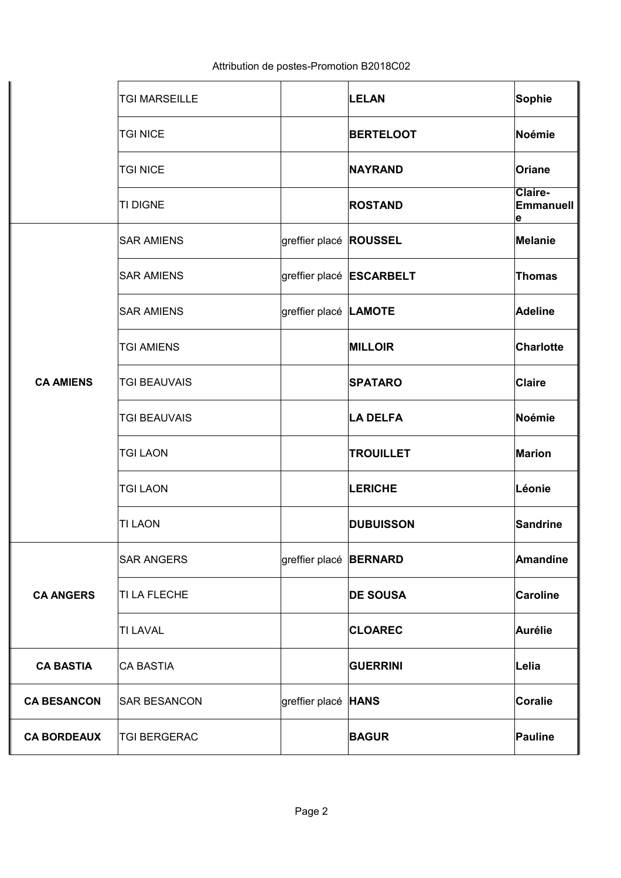Attribution de postes-Promotion B2018C02

| | | | | |
|---|---|---|---|---|
| | TGI MARSEILLE | | **LELAN** | **Sophie** |
| | TGI NICE | | **BERTELOOT** | **Noémie** |
| | TGI NICE | | **NAYRAND** | **Oriane** |
| | TI DIGNE | | **ROSTAND** | **Claire-Emmanuelle** |
| **CA AMIENS** | SAR AMIENS | greffier placé | **ROUSSEL** | **Melanie** |
| | SAR AMIENS | greffier placé | **ESCARBELT** | **Thomas** |
| | SAR AMIENS | greffier placé | **LAMOTE** | **Adeline** |
| | TGI AMIENS | | **MILLOIR** | **Charlotte** |
| | TGI BEAUVAIS | | **SPATARO** | **Claire** |
| | TGI BEAUVAIS | | **LA DELFA** | **Noémie** |
| | TGI LAON | | **TROUILLET** | **Marion** |
| | TGI LAON | | **LERICHE** | **Léonie** |
| | TI LAON | | **DUBUISSON** | **Sandrine** |
| **CA ANGERS** | SAR ANGERS | greffier placé | **BERNARD** | **Amandine** |
| | TI LA FLECHE | | **DE SOUSA** | **Caroline** |
| | TI LAVAL | | **CLOAREC** | **Aurélie** |
| **CA BASTIA** | CA BASTIA | | **GUERRINI** | **Lelia** |
| **CA BESANCON** | SAR BESANCON | greffier placé | **HANS** | **Coralie** |
| **CA BORDEAUX** | TGI BERGERAC | | **BAGUR** | **Pauline** |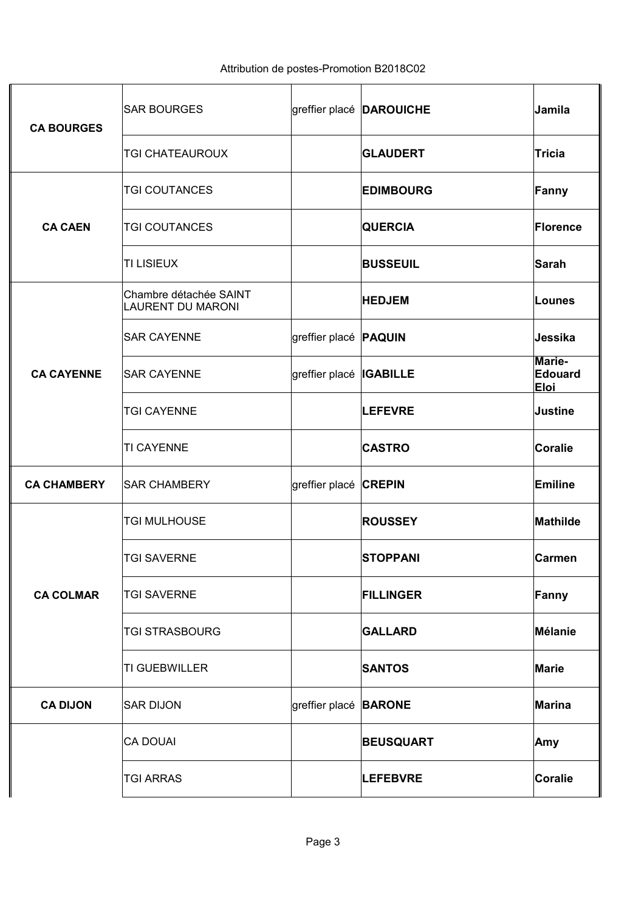Attribution de postes-Promotion B2018C02

| | | | | |
|---|---|---|---|---|
| **CA BOURGES** | SAR BOURGES | greffier placé | **DAROUICHE** | **Jamila** |
| | TGI CHATEAUROUX | | **GLAUDERT** | **Tricia** |
| **CA CAEN** | TGI COUTANCES | | **EDIMBOURG** | **Fanny** |
| | TGI COUTANCES | | **QUERCIA** | **Florence** |
| | TI LISIEUX | | **BUSSEUIL** | **Sarah** |
| **CA CAYENNE** | Chambre détachée SAINT LAURENT DU MARONI | | **HEDJEM** | **Lounes** |
| | SAR CAYENNE | greffier placé | **PAQUIN** | **Jessika** |
| | SAR CAYENNE | greffier placé | **IGABILLE** | **Marie-Edouard Eloi** |
| | TGI CAYENNE | | **LEFEVRE** | **Justine** |
| | TI CAYENNE | | **CASTRO** | **Coralie** |
| **CA CHAMBERY** | SAR CHAMBERY | greffier placé | **CREPIN** | **Emiline** |
| **CA COLMAR** | TGI MULHOUSE | | **ROUSSEY** | **Mathilde** |
| | TGI SAVERNE | | **STOPPANI** | **Carmen** |
| | TGI SAVERNE | | **FILLINGER** | **Fanny** |
| | TGI STRASBOURG | | **GALLARD** | **Mélanie** |
| | TI GUEBWILLER | | **SANTOS** | **Marie** |
| **CA DIJON** | SAR DIJON | greffier placé | **BARONE** | **Marina** |
| | CA DOUAI | | **BEUSQUART** | **Amy** |
| | TGI ARRAS | | **LEFEBVRE** | **Coralie** |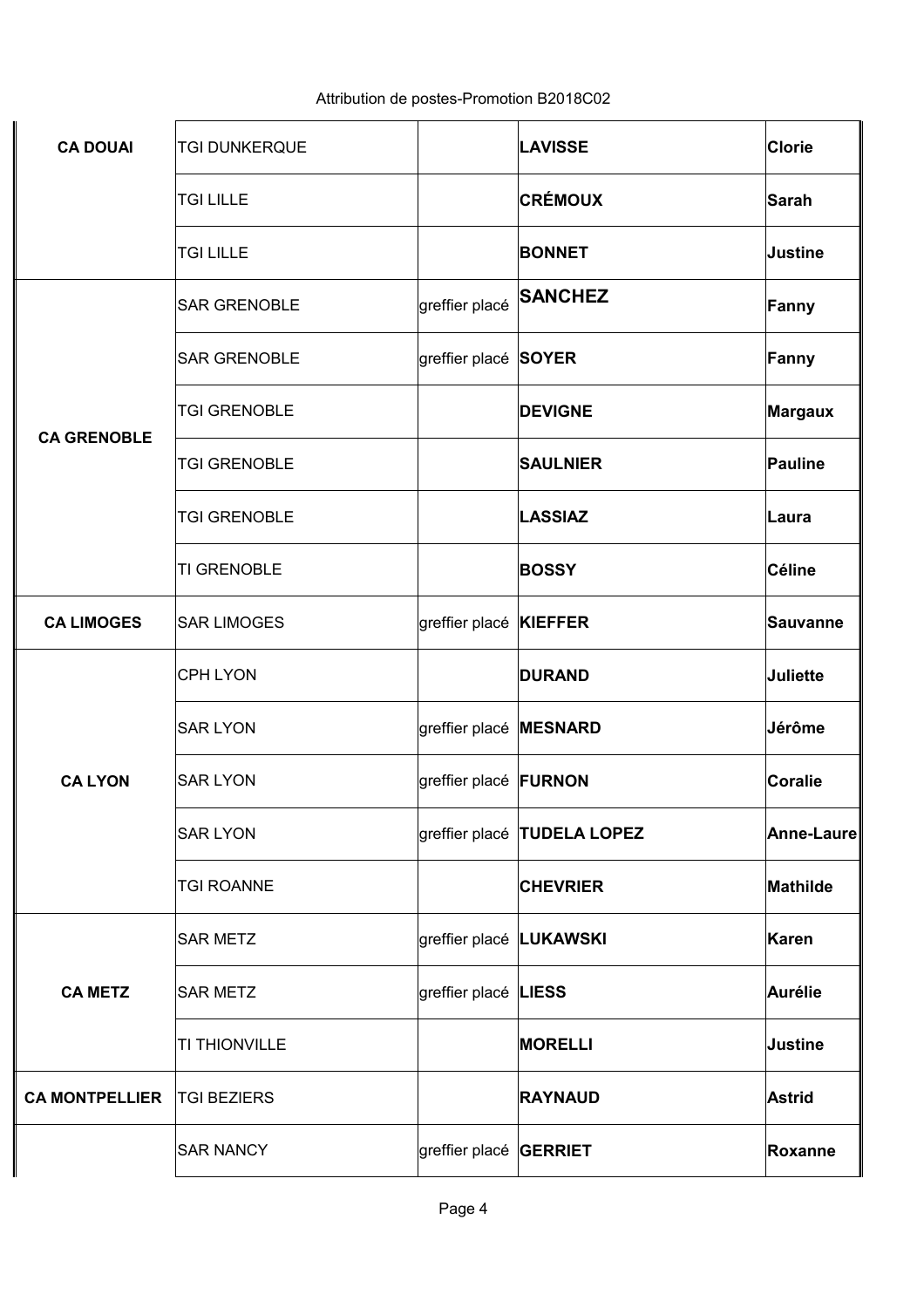| | | | | |
|---|---|---|---|---|
| **CA DOUAI** | TGI DUNKERQUE | | **LAVISSE** | **Clorie** |
| | TGI LILLE | | **CRÉMOUX** | **Sarah** |
| | TGI LILLE | | **BONNET** | **Justine** |
| **CA GRENOBLE** | SAR GRENOBLE | greffier placé | **SANCHEZ** | **Fanny** |
| | SAR GRENOBLE | greffier placé | **SOYER** | **Fanny** |
| | TGI GRENOBLE | | **DEVIGNE** | **Margaux** |
| | TGI GRENOBLE | | **SAULNIER** | **Pauline** |
| | TGI GRENOBLE | | **LASSIAZ** | **Laura** |
| | TI GRENOBLE | | **BOSSY** | **Céline** |
| **CA LIMOGES** | SAR LIMOGES | greffier placé | **KIEFFER** | **Sauvanne** |
| **CA LYON** | CPH LYON | | **DURAND** | **Juliette** |
| | SAR LYON | greffier placé | **MESNARD** | **Jérôme** |
| | SAR LYON | greffier placé | **FURNON** | **Coralie** |
| | SAR LYON | greffier placé | **TUDELA LOPEZ** | **Anne-Laure** |
| | TGI ROANNE | | **CHEVRIER** | **Mathilde** |
| **CA METZ** | SAR METZ | greffier placé | **LUKAWSKI** | **Karen** |
| | SAR METZ | greffier placé | **LIESS** | **Aurélie** |
| | TI THIONVILLE | | **MORELLI** | **Justine** |
| **CA MONTPELLIER** | TGI BEZIERS | | **RAYNAUD** | **Astrid** |
| | SAR NANCY | greffier placé | **GERRIET** | **Roxanne** |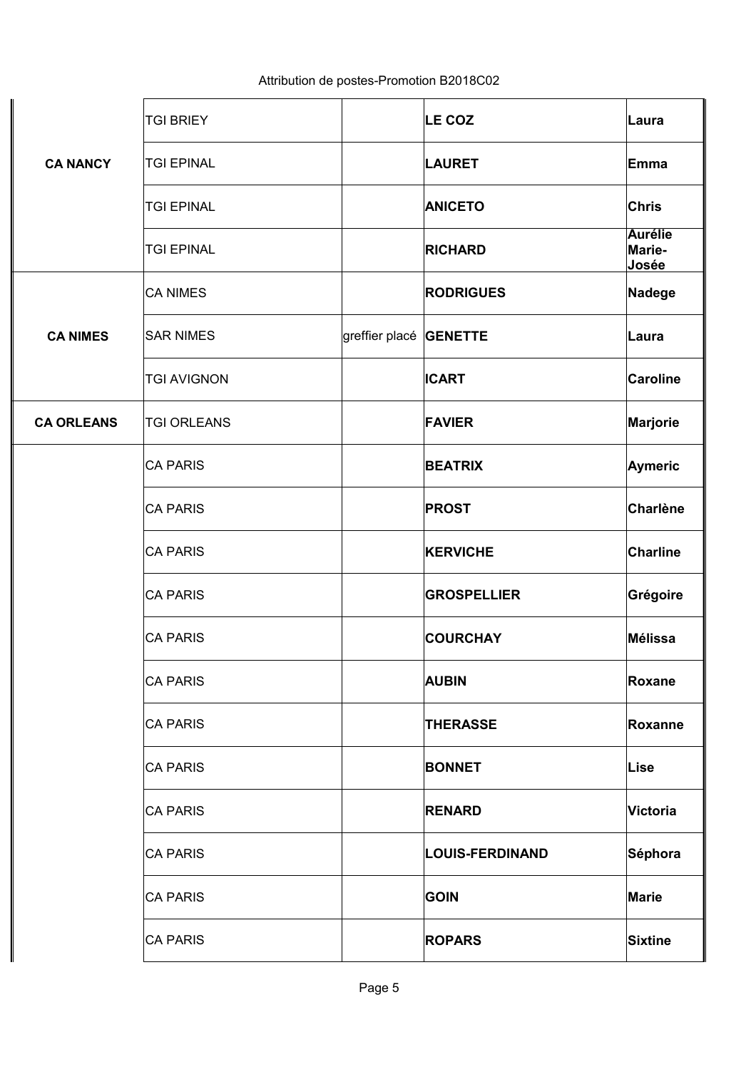Attribution de postes-Promotion B2018C02

| | | | | |
|---|---|---|---|---|
| **CA NANCY** | TGI BRIEY | | **LE COZ** | **Laura** |
| | TGI EPINAL | | **LAURET** | **Emma** |
| | TGI EPINAL | | **ANICETO** | **Chris** |
| | TGI EPINAL | | **RICHARD** | **Aurélie Marie-Josée** |
| **CA NIMES** | CA NIMES | | **RODRIGUES** | **Nadege** |
| | SAR NIMES | greffier placé | **GENETTE** | **Laura** |
| | TGI AVIGNON | | **ICART** | **Caroline** |
| **CA ORLEANS** | TGI ORLEANS | | **FAVIER** | **Marjorie** |
| | CA PARIS | | **BEATRIX** | **Aymeric** |
| | CA PARIS | | **PROST** | **Charlène** |
| | CA PARIS | | **KERVICHE** | **Charline** |
| | CA PARIS | | **GROSPELLIER** | **Grégoire** |
| | CA PARIS | | **COURCHAY** | **Mélissa** |
| | CA PARIS | | **AUBIN** | **Roxane** |
| | CA PARIS | | **THERASSE** | **Roxanne** |
| | CA PARIS | | **BONNET** | **Lise** |
| | CA PARIS | | **RENARD** | **Victoria** |
| | CA PARIS | | **LOUIS-FERDINAND** | **Séphora** |
| | CA PARIS | | **GOIN** | **Marie** |
| | CA PARIS | | **ROPARS** | **Sixtine** |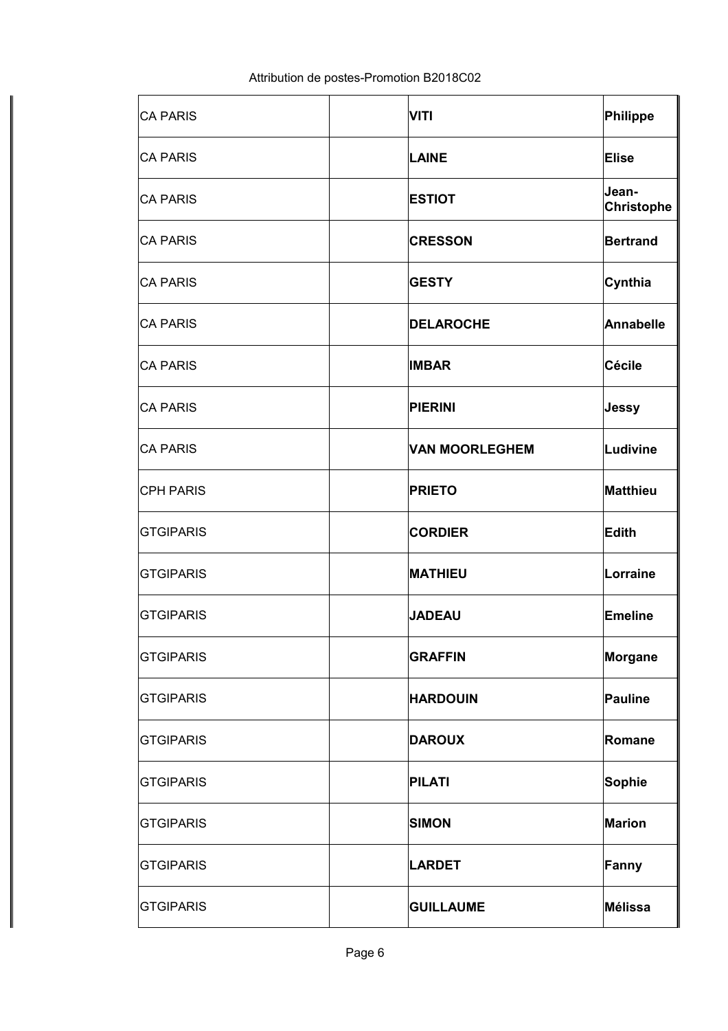| | | | |
|---|---|---|---|
| CA PARIS | | **VITI** | **Philippe** |
| CA PARIS | | **LAINE** | **Elise** |
| CA PARIS | | **ESTIOT** | **Jean-Christophe** |
| CA PARIS | | **CRESSON** | **Bertrand** |
| CA PARIS | | **GESTY** | **Cynthia** |
| CA PARIS | | **DELAROCHE** | **Annabelle** |
| CA PARIS | | **IMBAR** | **Cécile** |
| CA PARIS | | **PIERINI** | **Jessy** |
| CA PARIS | | **VAN MOORLEGHEM** | **Ludivine** |
| CPH PARIS | | **PRIETO** | **Matthieu** |
| GTGIPARIS | | **CORDIER** | **Edith** |
| GTGIPARIS | | **MATHIEU** | **Lorraine** |
| GTGIPARIS | | **JADEAU** | **Emeline** |
| GTGIPARIS | | **GRAFFIN** | **Morgane** |
| GTGIPARIS | | **HARDOUIN** | **Pauline** |
| GTGIPARIS | | **DAROUX** | **Romane** |
| GTGIPARIS | | **PILATI** | **Sophie** |
| GTGIPARIS | | **SIMON** | **Marion** |
| GTGIPARIS | | **LARDET** | **Fanny** |
| GTGIPARIS | | **GUILLAUME** | **Mélissa** |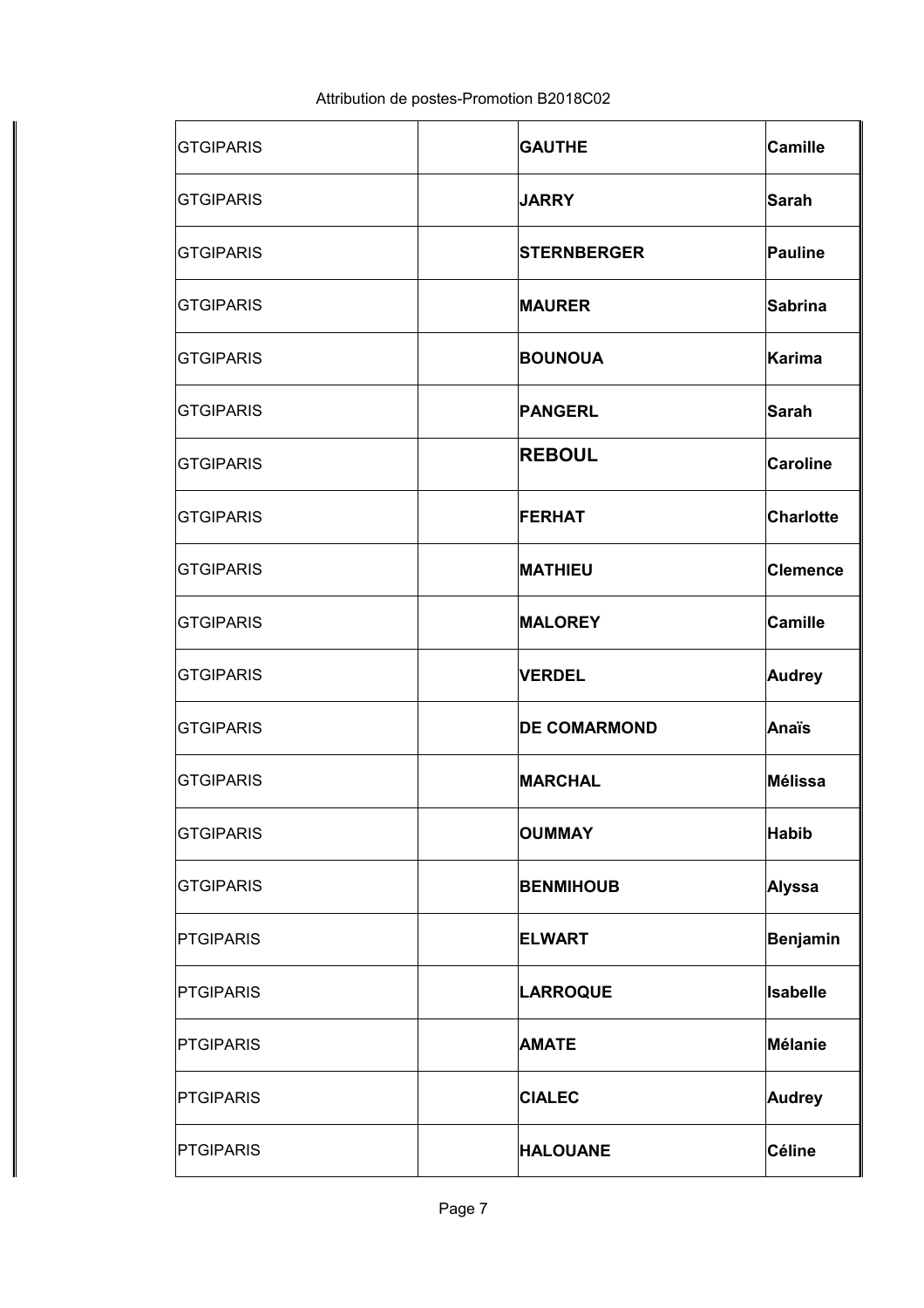Attribution de postes-Promotion B2018C02

| | | | |
|---|---|---|---|
| GTGIPARIS | | **GAUTHE** | **Camille** |
| GTGIPARIS | | **JARRY** | **Sarah** |
| GTGIPARIS | | **STERNBERGER** | **Pauline** |
| GTGIPARIS | | **MAURER** | **Sabrina** |
| GTGIPARIS | | **BOUNOUA** | **Karima** |
| GTGIPARIS | | **PANGERL** | **Sarah** |
| GTGIPARIS | | **REBOUL** | **Caroline** |
| GTGIPARIS | | **FERHAT** | **Charlotte** |
| GTGIPARIS | | **MATHIEU** | **Clemence** |
| GTGIPARIS | | **MALOREY** | **Camille** |
| GTGIPARIS | | **VERDEL** | **Audrey** |
| GTGIPARIS | | **DE COMARMOND** | **Anaïs** |
| GTGIPARIS | | **MARCHAL** | **Mélissa** |
| GTGIPARIS | | **OUMMAY** | **Habib** |
| GTGIPARIS | | **BENMIHOUB** | **Alyssa** |
| PTGIPARIS | | **ELWART** | **Benjamin** |
| PTGIPARIS | | **LARROQUE** | **Isabelle** |
| PTGIPARIS | | **AMATE** | **Mélanie** |
| PTGIPARIS | | **CIALEC** | **Audrey** |
| PTGIPARIS | | **HALOUANE** | **Céline** |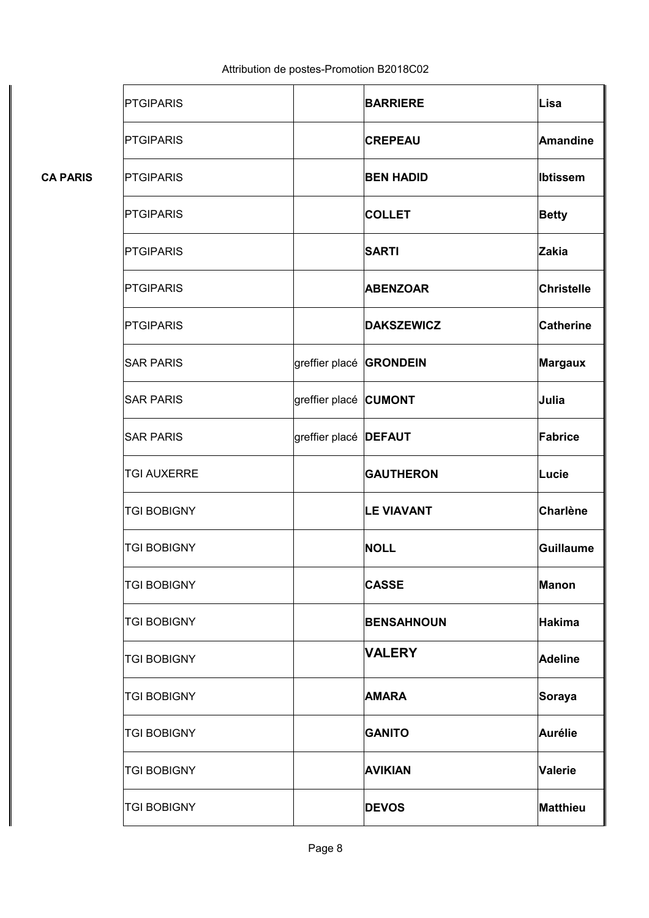Attribution de postes-Promotion B2018C02

| | | | | |
|---|---|---|---|---|
| | PTGIPARIS | | **BARRIERE** | **Lisa** |
| | PTGIPARIS | | **CREPEAU** | **Amandine** |
| **CA PARIS** | PTGIPARIS | | **BEN HADID** | **Ibtissem** |
| | PTGIPARIS | | **COLLET** | **Betty** |
| | PTGIPARIS | | **SARTI** | **Zakia** |
| | PTGIPARIS | | **ABENZOAR** | **Christelle** |
| | PTGIPARIS | | **DAKSZEWICZ** | **Catherine** |
| | SAR PARIS | greffier placé | **GRONDEIN** | **Margaux** |
| | SAR PARIS | greffier placé | **CUMONT** | **Julia** |
| | SAR PARIS | greffier placé | **DEFAUT** | **Fabrice** |
| | TGI AUXERRE | | **GAUTHERON** | **Lucie** |
| | TGI BOBIGNY | | **LE VIAVANT** | **Charlène** |
| | TGI BOBIGNY | | **NOLL** | **Guillaume** |
| | TGI BOBIGNY | | **CASSE** | **Manon** |
| | TGI BOBIGNY | | **BENSAHNOUN** | **Hakima** |
| | TGI BOBIGNY | | **VALERY** | **Adeline** |
| | TGI BOBIGNY | | **AMARA** | **Soraya** |
| | TGI BOBIGNY | | **GANITO** | **Aurélie** |
| | TGI BOBIGNY | | **AVIKIAN** | **Valerie** |
| | TGI BOBIGNY | | **DEVOS** | **Matthieu** |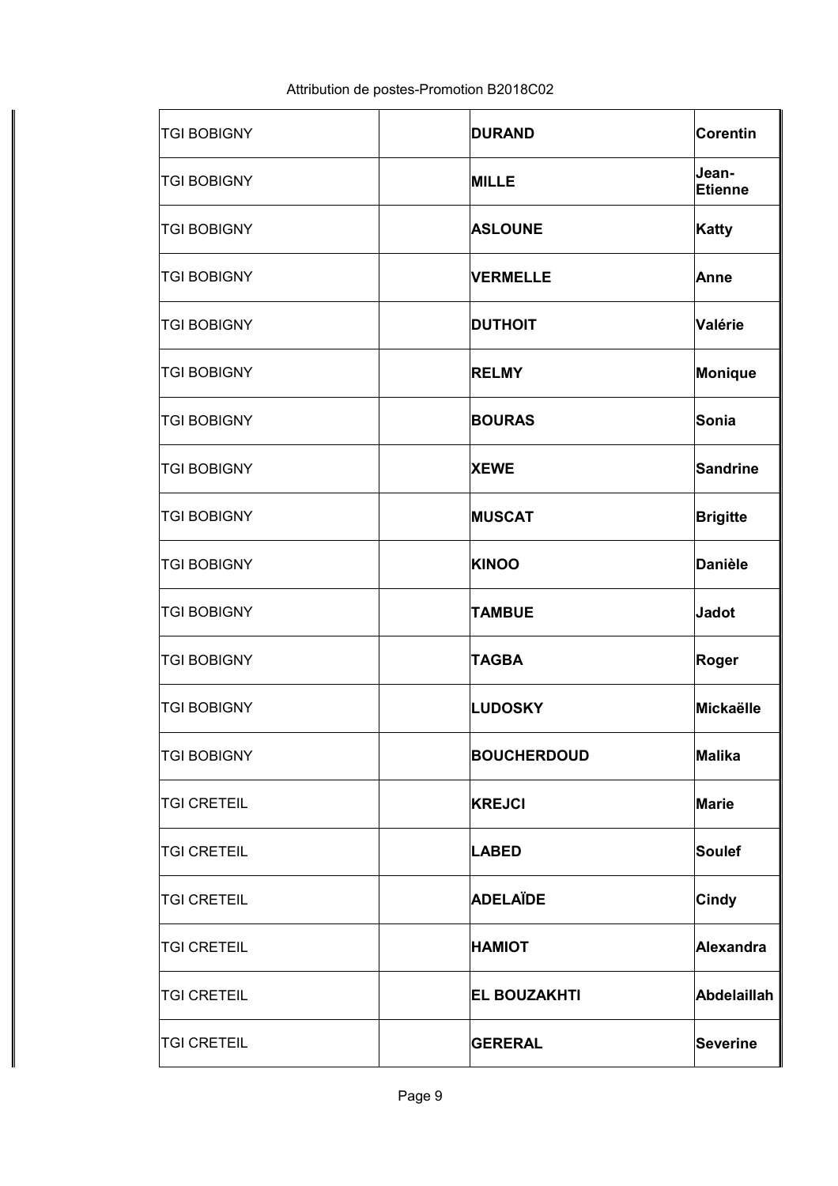| TGI BOBIGNY | | **DURAND** | **Corentin** |
|---|---|---|---|
| TGI BOBIGNY | | **MILLE** | **Jean-Etienne** |
| TGI BOBIGNY | | **ASLOUNE** | **Katty** |
| TGI BOBIGNY | | **VERMELLE** | **Anne** |
| TGI BOBIGNY | | **DUTHOIT** | **Valérie** |
| TGI BOBIGNY | | **RELMY** | **Monique** |
| TGI BOBIGNY | | **BOURAS** | **Sonia** |
| TGI BOBIGNY | | **XEWE** | **Sandrine** |
| TGI BOBIGNY | | **MUSCAT** | **Brigitte** |
| TGI BOBIGNY | | **KINOO** | **Danièle** |
| TGI BOBIGNY | | **TAMBUE** | **Jadot** |
| TGI BOBIGNY | | **TAGBA** | **Roger** |
| TGI BOBIGNY | | **LUDOSKY** | **Mickaëlle** |
| TGI BOBIGNY | | **BOUCHERDOUD** | **Malika** |
| TGI CRETEIL | | **KREJCI** | **Marie** |
| TGI CRETEIL | | **LABED** | **Soulef** |
| TGI CRETEIL | | **ADELAÏDE** | **Cindy** |
| TGI CRETEIL | | **HAMIOT** | **Alexandra** |
| TGI CRETEIL | | **EL BOUZAKHTI** | **Abdelaillah** |
| TGI CRETEIL | | **GERERAL** | **Severine** |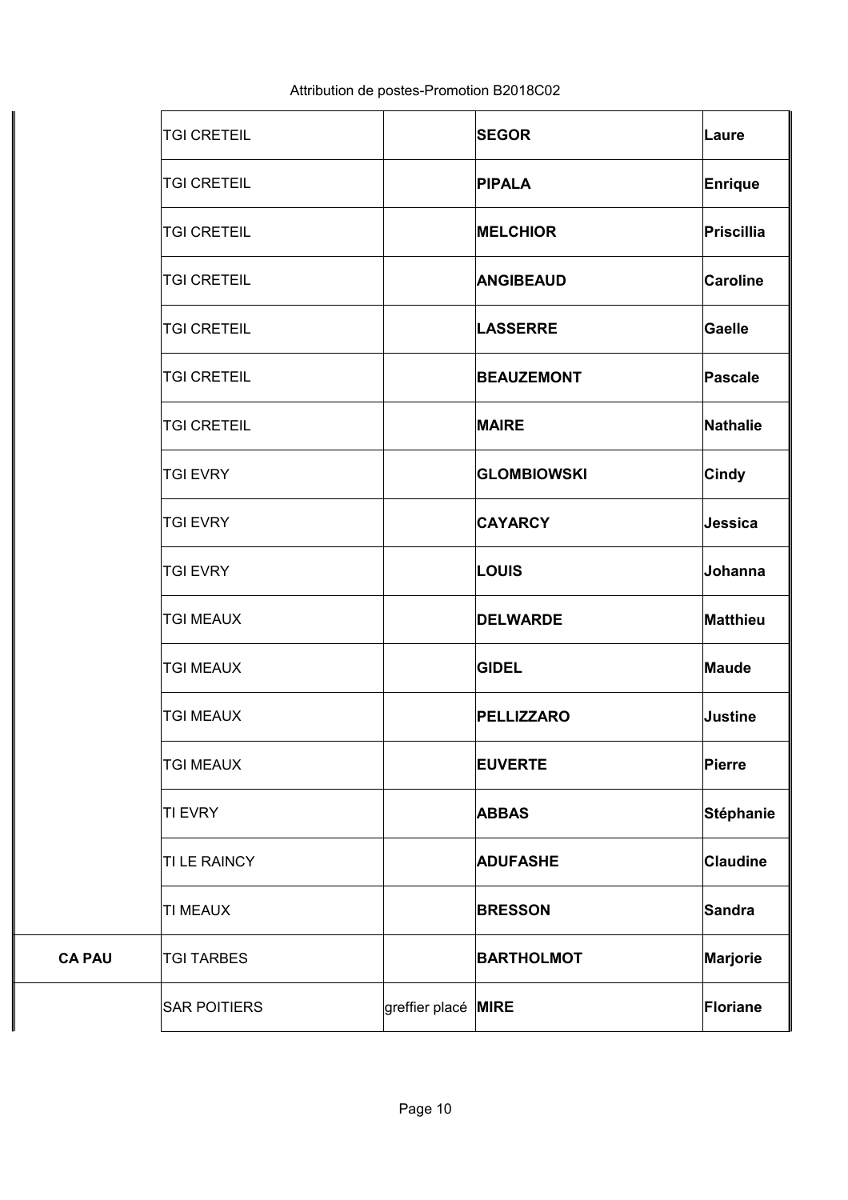| | | | | |
|---|---|---|---|---|
| | TGI CRETEIL | | **SEGOR** | **Laure** |
| | TGI CRETEIL | | **PIPALA** | **Enrique** |
| | TGI CRETEIL | | **MELCHIOR** | **Priscillia** |
| | TGI CRETEIL | | **ANGIBEAUD** | **Caroline** |
| | TGI CRETEIL | | **LASSERRE** | **Gaelle** |
| | TGI CRETEIL | | **BEAUZEMONT** | **Pascale** |
| | TGI CRETEIL | | **MAIRE** | **Nathalie** |
| | TGI EVRY | | **GLOMBIOWSKI** | **Cindy** |
| | TGI EVRY | | **CAYARCY** | **Jessica** |
| | TGI EVRY | | **LOUIS** | **Johanna** |
| | TGI MEAUX | | **DELWARDE** | **Matthieu** |
| | TGI MEAUX | | **GIDEL** | **Maude** |
| | TGI MEAUX | | **PELLIZZARO** | **Justine** |
| | TGI MEAUX | | **EUVERTE** | **Pierre** |
| | TI EVRY | | **ABBAS** | **Stéphanie** |
| | TI LE RAINCY | | **ADUFASHE** | **Claudine** |
| | TI MEAUX | | **BRESSON** | **Sandra** |
| **CA PAU** | TGI TARBES | | **BARTHOLMOT** | **Marjorie** |
| | SAR POITIERS | greffier placé | **MIRE** | **Floriane** |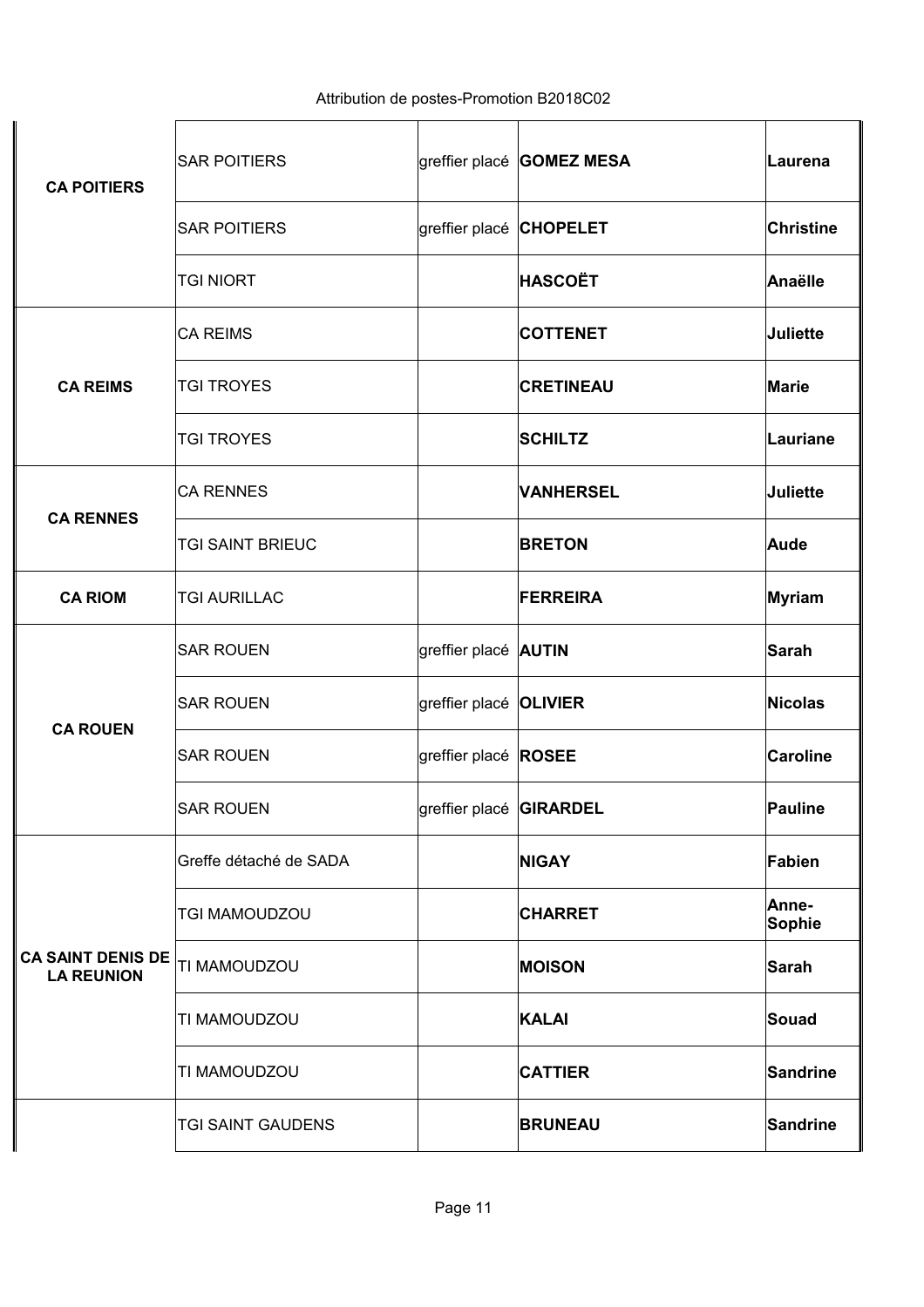Attribution de postes-Promotion B2018C02

| | | | | |
|---|---|---|---|---|
| **CA POITIERS** | SAR POITIERS | greffier placé | **GOMEZ MESA** | **Laurena** |
| | SAR POITIERS | greffier placé | **CHOPELET** | **Christine** |
| | TGI NIORT | | **HASCOËT** | **Anaëlle** |
| **CA REIMS** | CA REIMS | | **COTTENET** | **Juliette** |
| | TGI TROYES | | **CRETINEAU** | **Marie** |
| | TGI TROYES | | **SCHILTZ** | **Lauriane** |
| **CA RENNES** | CA RENNES | | **VANHERSEL** | **Juliette** |
| | TGI SAINT BRIEUC | | **BRETON** | **Aude** |
| **CA RIOM** | TGI AURILLAC | | **FERREIRA** | **Myriam** |
| **CA ROUEN** | SAR ROUEN | greffier placé | **AUTIN** | **Sarah** |
| | SAR ROUEN | greffier placé | **OLIVIER** | **Nicolas** |
| | SAR ROUEN | greffier placé | **ROSEE** | **Caroline** |
| | SAR ROUEN | greffier placé | **GIRARDEL** | **Pauline** |
| **CA SAINT DENIS DE LA REUNION** | Greffe détaché de SADA | | **NIGAY** | **Fabien** |
| | TGI MAMOUDZOU | | **CHARRET** | **Anne-Sophie** |
| | TI MAMOUDZOU | | **MOISON** | **Sarah** |
| | TI MAMOUDZOU | | **KALAI** | **Souad** |
| | TI MAMOUDZOU | | **CATTIER** | **Sandrine** |
| | TGI SAINT GAUDENS | | **BRUNEAU** | **Sandrine** |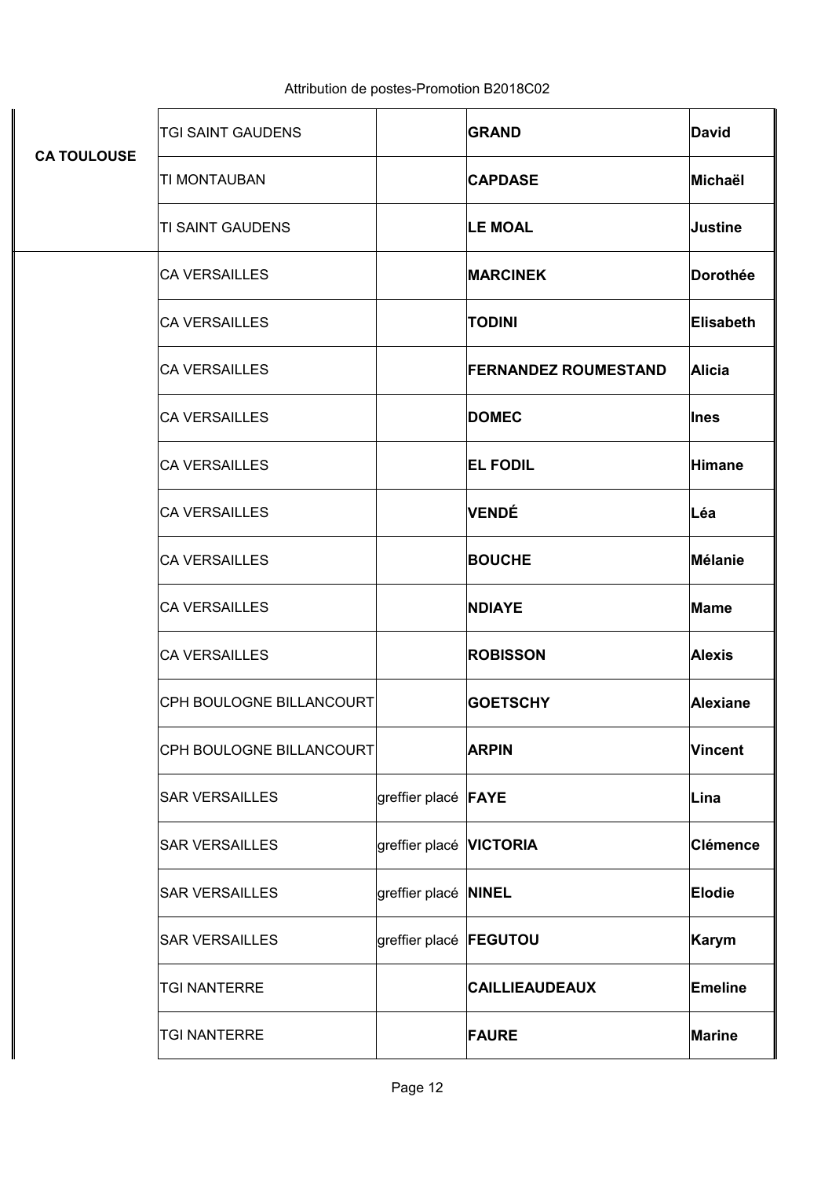Attribution de postes-Promotion B2018C02

| | | | | |
|---|---|---|---|---|
| **CA TOULOUSE** | TGI SAINT GAUDENS | | **GRAND** | **David** |
| | TI MONTAUBAN | | **CAPDASE** | **Michaël** |
| | TI SAINT GAUDENS | | **LE MOAL** | **Justine** |
| | CA VERSAILLES | | **MARCINEK** | **Dorothée** |
| | CA VERSAILLES | | **TODINI** | **Elisabeth** |
| | CA VERSAILLES | | **FERNANDEZ ROUMESTAND** | **Alicia** |
| | CA VERSAILLES | | **DOMEC** | **Ines** |
| | CA VERSAILLES | | **EL FODIL** | **Himane** |
| | CA VERSAILLES | | **VENDÉ** | **Léa** |
| | CA VERSAILLES | | **BOUCHE** | **Mélanie** |
| | CA VERSAILLES | | **NDIAYE** | **Mame** |
| | CA VERSAILLES | | **ROBISSON** | **Alexis** |
| | CPH BOULOGNE BILLANCOURT | | **GOETSCHY** | **Alexiane** |
| | CPH BOULOGNE BILLANCOURT | | **ARPIN** | **Vincent** |
| | SAR VERSAILLES | greffier placé | **FAYE** | **Lina** |
| | SAR VERSAILLES | greffier placé | **VICTORIA** | **Clémence** |
| | SAR VERSAILLES | greffier placé | **NINEL** | **Elodie** |
| | SAR VERSAILLES | greffier placé | **FEGUTOU** | **Karym** |
| | TGI NANTERRE | | **CAILLIEAUDEAUX** | **Emeline** |
| | TGI NANTERRE | | **FAURE** | **Marine** |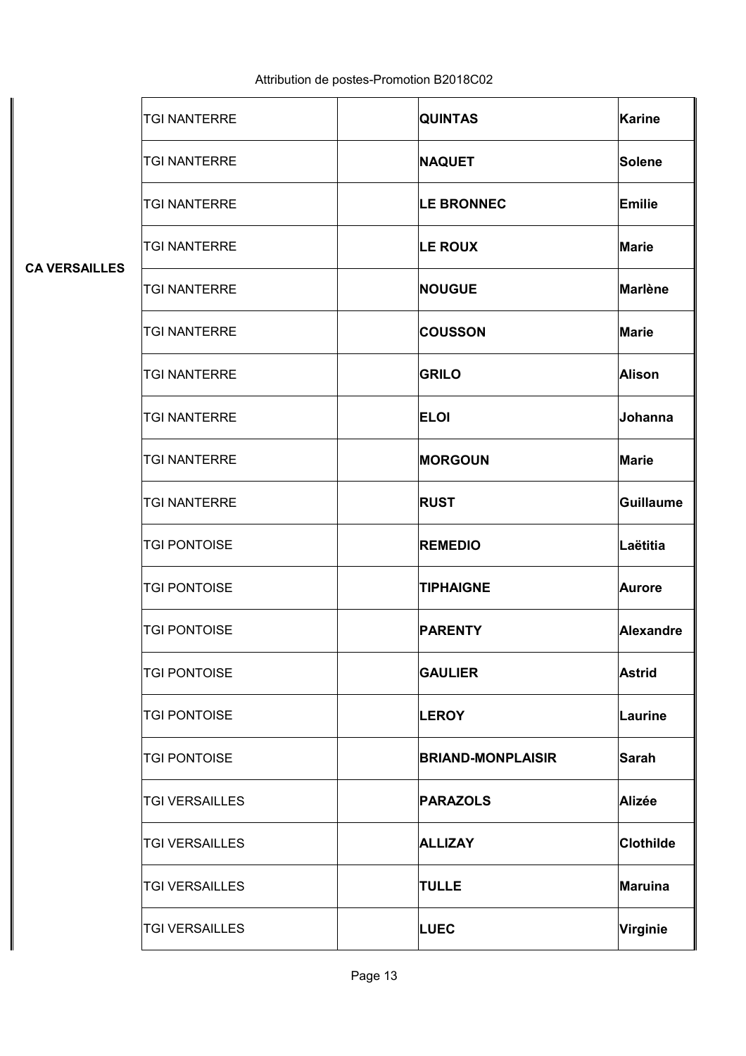| | | | | |
|---|---|---|---|---|
| **CA VERSAILLES** | TGI NANTERRE | | **QUINTAS** | **Karine** |
| | TGI NANTERRE | | **NAQUET** | **Solene** |
| | TGI NANTERRE | | **LE BRONNEC** | **Emilie** |
| | TGI NANTERRE | | **LE ROUX** | **Marie** |
| | TGI NANTERRE | | **NOUGUE** | **Marlène** |
| | TGI NANTERRE | | **COUSSON** | **Marie** |
| | TGI NANTERRE | | **GRILO** | **Alison** |
| | TGI NANTERRE | | **ELOI** | **Johanna** |
| | TGI NANTERRE | | **MORGOUN** | **Marie** |
| | TGI NANTERRE | | **RUST** | **Guillaume** |
| | TGI PONTOISE | | **REMEDIO** | **Laëtitia** |
| | TGI PONTOISE | | **TIPHAIGNE** | **Aurore** |
| | TGI PONTOISE | | **PARENTY** | **Alexandre** |
| | TGI PONTOISE | | **GAULIER** | **Astrid** |
| | TGI PONTOISE | | **LEROY** | **Laurine** |
| | TGI PONTOISE | | **BRIAND-MONPLAISIR** | **Sarah** |
| | TGI VERSAILLES | | **PARAZOLS** | **Alizée** |
| | TGI VERSAILLES | | **ALLIZAY** | **Clothilde** |
| | TGI VERSAILLES | | **TULLE** | **Maruina** |
| | TGI VERSAILLES | | **LUEC** | **Virginie** |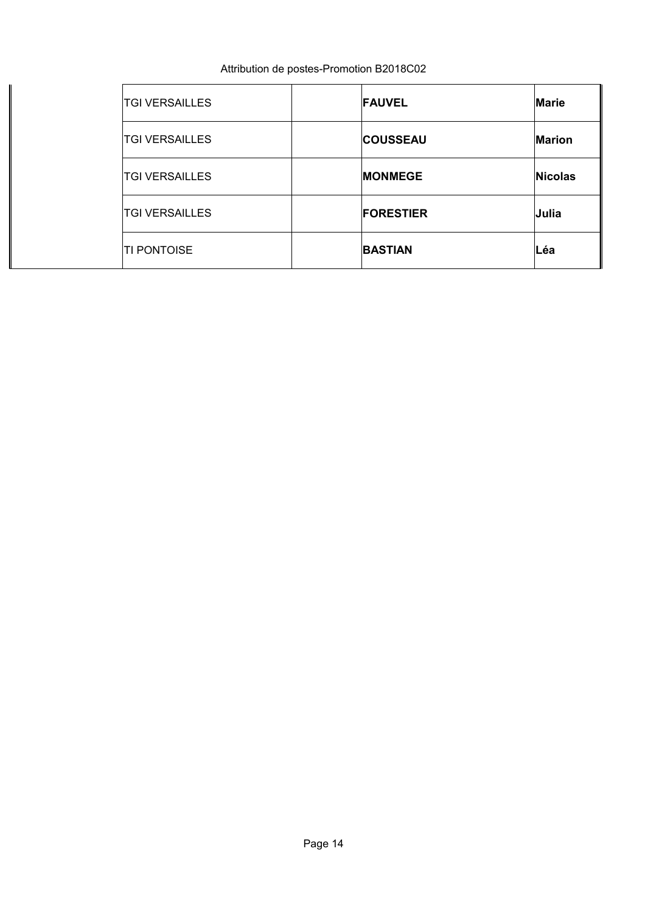Attribution de postes-Promotion B2018C02

| | | | | |
|---|---|---|---|---|
| | TGI VERSAILLES | | **FAUVEL** | **Marie** |
| | TGI VERSAILLES | | **COUSSEAU** | **Marion** |
| | TGI VERSAILLES | | **MONMEGE** | **Nicolas** |
| | TGI VERSAILLES | | **FORESTIER** | **Julia** |
| | TI PONTOISE | | **BASTIAN** | **Léa** |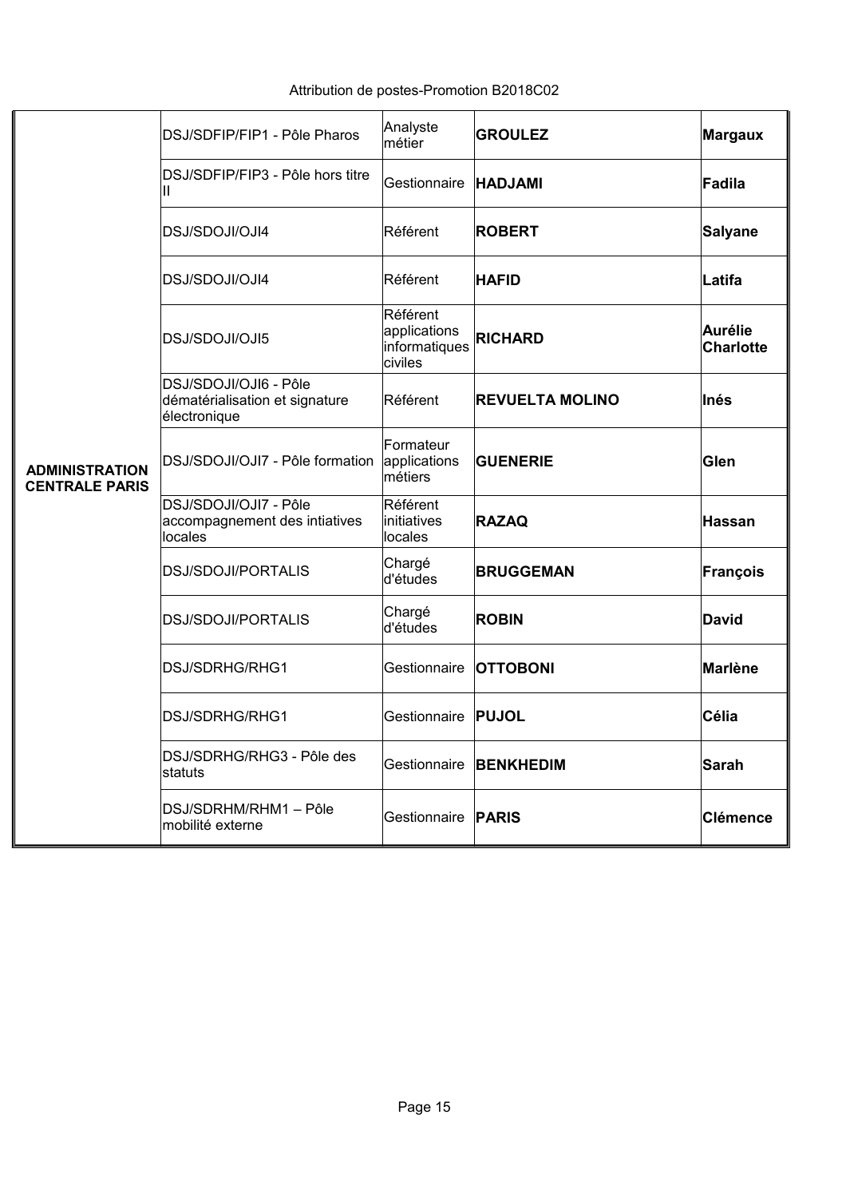| | | | | |
|---|---|---|---|---|
| **ADMINISTRATION CENTRALE PARIS** | DSJ/SDFIP/FIP1 - Pôle Pharos | Analyste métier | **GROULEZ** | **Margaux** |
| | DSJ/SDFIP/FIP3 - Pôle hors titre II | Gestionnaire | **HADJAMI** | **Fadila** |
| | DSJ/SDOJI/OJI4 | Référent | **ROBERT** | **Salyane** |
| | DSJ/SDOJI/OJI4 | Référent | **HAFID** | **Latifa** |
| | DSJ/SDOJI/OJI5 | Référent applications informatiques civiles | **RICHARD** | **Aurélie Charlotte** |
| | DSJ/SDOJI/OJI6 - Pôle dématérialisation et signature électronique | Référent | **REVUELTA MOLINO** | **Inés** |
| | DSJ/SDOJI/OJI7 - Pôle formation | Formateur applications métiers | **GUENERIE** | **Glen** |
| | DSJ/SDOJI/OJI7 - Pôle accompagnement des intiatives locales | Référent initiatives locales | **RAZAQ** | **Hassan** |
| | DSJ/SDOJI/PORTALIS | Chargé d'études | **BRUGGEMAN** | **François** |
| | DSJ/SDOJI/PORTALIS | Chargé d'études | **ROBIN** | **David** |
| | DSJ/SDRHG/RHG1 | Gestionnaire | **OTTOBONI** | **Marlène** |
| | DSJ/SDRHG/RHG1 | Gestionnaire | **PUJOL** | **Célia** |
| | DSJ/SDRHG/RHG3 - Pôle des statuts | Gestionnaire | **BENKHEDIM** | **Sarah** |
| | DSJ/SDRHM/RHM1 – Pôle mobilité externe | Gestionnaire | **PARIS** | **Clémence** |